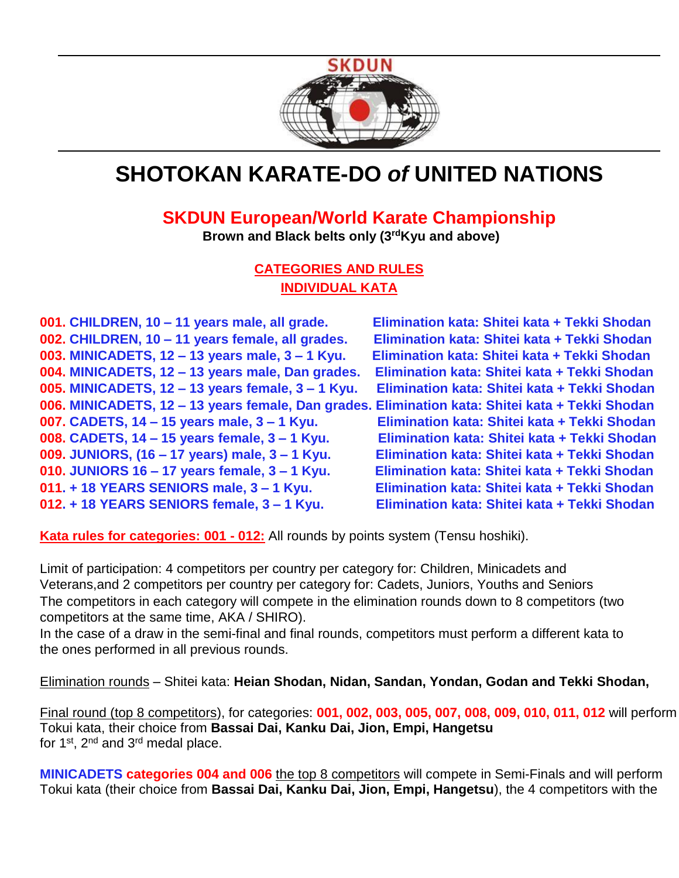SKDUN

# SHOTOKAN KARATE-DO *of* UNITED NATIONS

## SKDUN European/World Karate Championship

**Brown and Black belts only (3rd Kyu and above)**

### CATEGORIES AND RULES
### INDIVIDUAL KATA

| Category | Elimination kata |
|---|---|
| **001. CHILDREN, 10 – 11 years male, all grade.** | **Elimination kata: Shitei kata + Tekki Shodan** |
| **002. CHILDREN, 10 – 11 years female, all grades.** | **Elimination kata: Shitei kata + Tekki Shodan** |
| **003. MINICADETS, 12 – 13 years male, 3 – 1 Kyu.** | **Elimination kata: Shitei kata + Tekki Shodan** |
| **004. MINICADETS, 12 – 13 years male, Dan grades.** | **Elimination kata: Shitei kata + Tekki Shodan** |
| **005. MINICADETS, 12 – 13 years female, 3 – 1 Kyu.** | **Elimination kata: Shitei kata + Tekki Shodan** |
| **006. MINICADETS, 12 – 13 years female, Dan grades.** | **Elimination kata: Shitei kata + Tekki Shodan** |
| **007. CADETS, 14 – 15 years male, 3 – 1 Kyu.** | **Elimination kata: Shitei kata + Tekki Shodan** |
| **008. CADETS, 14 – 15 years female, 3 – 1 Kyu.** | **Elimination kata: Shitei kata + Tekki Shodan** |
| **009. JUNIORS, (16 – 17 years) male, 3 – 1 Kyu.** | **Elimination kata: Shitei kata + Tekki Shodan** |
| **010. JUNIORS 16 – 17 years female, 3 – 1 Kyu.** | **Elimination kata: Shitei kata + Tekki Shodan** |
| **011. + 18 YEARS SENIORS male, 3 – 1 Kyu.** | **Elimination kata: Shitei kata + Tekki Shodan** |
| **012. + 18 YEARS SENIORS female, 3 – 1 Kyu.** | **Elimination kata: Shitei kata + Tekki Shodan** |

**Kata rules for categories: 001 - 012:** All rounds by points system (Tensu hoshiki).

Limit of participation: 4 competitors per country per category for: Children, Minicadets and Veterans,and 2 competitors per country per category for: Cadets, Juniors, Youths and Seniors
The competitors in each category will compete in the elimination rounds down to 8 competitors (two competitors at the same time, AKA / SHIRO).
In the case of a draw in the semi-final and final rounds, competitors must perform a different kata to the ones performed in all previous rounds.

Elimination rounds – Shitei kata: **Heian Shodan, Nidan, Sandan, Yondan, Godan and Tekki Shodan,**

Final round (top 8 competitors), for categories: **001, 002, 003, 005, 007, 008, 009, 010, 011, 012** will perform Tokui kata, their choice from **Bassai Dai, Kanku Dai, Jion, Empi, Hangetsu** for 1st, 2nd and 3rd medal place.

**MINICADETS categories 004 and 006** the top 8 competitors will compete in Semi-Finals and will perform Tokui kata (their choice from **Bassai Dai, Kanku Dai, Jion, Empi, Hangetsu**), the 4 competitors with the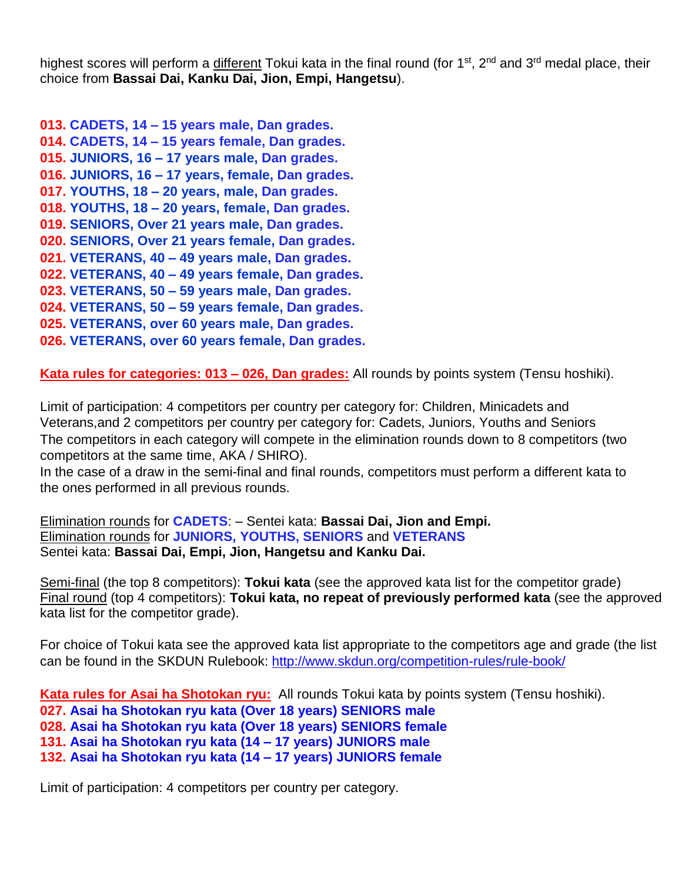highest scores will perform a different Tokui kata in the final round (for 1st, 2nd and 3rd medal place, their choice from **Bassai Dai, Kanku Dai, Jion, Empi, Hangetsu**).

**013. CADETS, 14 – 15 years male, Dan grades.**
**014. CADETS, 14 – 15 years female, Dan grades.**
**015. JUNIORS, 16 – 17 years male, Dan grades.**
**016. JUNIORS, 16 – 17 years, female, Dan grades.**
**017. YOUTHS, 18 – 20 years, male, Dan grades.**
**018. YOUTHS, 18 – 20 years, female, Dan grades.**
**019. SENIORS, Over 21 years male, Dan grades.**
**020. SENIORS, Over 21 years female, Dan grades.**
**021. VETERANS, 40 – 49 years male, Dan grades.**
**022. VETERANS, 40 – 49 years female, Dan grades.**
**023. VETERANS, 50 – 59 years male, Dan grades.**
**024. VETERANS, 50 – 59 years female, Dan grades.**
**025. VETERANS, over 60 years male, Dan grades.**
**026. VETERANS, over 60 years female, Dan grades.**

**Kata rules for categories: 013 – 026, Dan grades:** All rounds by points system (Tensu hoshiki).

Limit of participation: 4 competitors per country per category for: Children, Minicadets and Veterans,and 2 competitors per country per category for: Cadets, Juniors, Youths and Seniors
The competitors in each category will compete in the elimination rounds down to 8 competitors (two competitors at the same time, AKA / SHIRO).
In the case of a draw in the semi-final and final rounds, competitors must perform a different kata to the ones performed in all previous rounds.

Elimination rounds for **CADETS**: – Sentei kata: **Bassai Dai, Jion and Empi.**
Elimination rounds for **JUNIORS, YOUTHS, SENIORS** and **VETERANS**
Sentei kata: **Bassai Dai, Empi, Jion, Hangetsu and Kanku Dai.**

Semi-final (the top 8 competitors): **Tokui kata** (see the approved kata list for the competitor grade)
Final round (top 4 competitors): **Tokui kata, no repeat of previously performed kata** (see the approved kata list for the competitor grade).

For choice of Tokui kata see the approved kata list appropriate to the competitors age and grade (the list can be found in the SKDUN Rulebook: http://www.skdun.org/competition-rules/rule-book/

**Kata rules for Asai ha Shotokan ryu:** All rounds Tokui kata by points system (Tensu hoshiki).
**027. Asai ha Shotokan ryu kata (Over 18 years) SENIORS male**
**028. Asai ha Shotokan ryu kata (Over 18 years) SENIORS female**
**131. Asai ha Shotokan ryu kata (14 – 17 years) JUNIORS male**
**132. Asai ha Shotokan ryu kata (14 – 17 years) JUNIORS female**

Limit of participation: 4 competitors per country per category.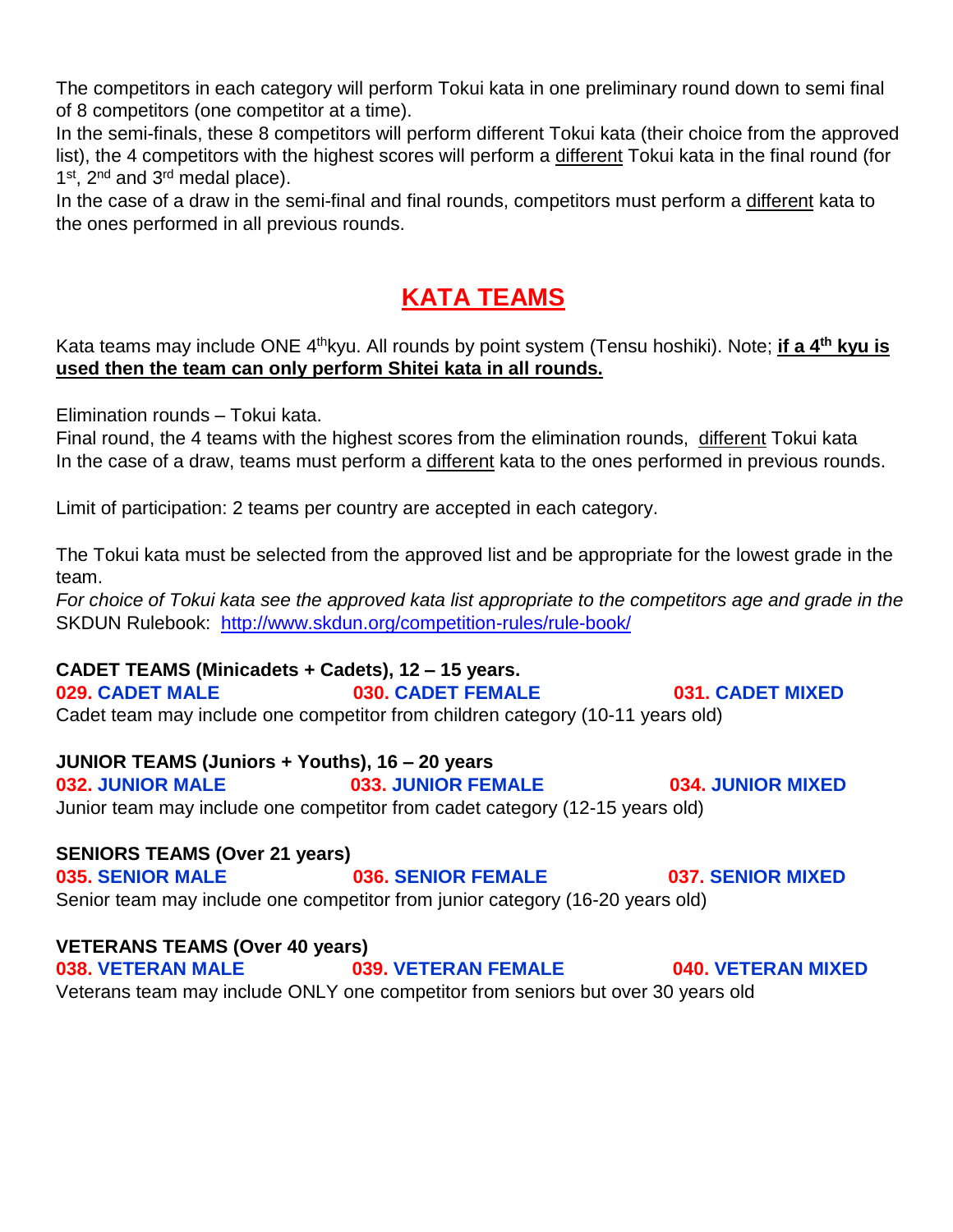The competitors in each category will perform Tokui kata in one preliminary round down to semi final of 8 competitors (one competitor at a time).
In the semi-finals, these 8 competitors will perform different Tokui kata (their choice from the approved list), the 4 competitors with the highest scores will perform a different Tokui kata in the final round (for 1st, 2nd and 3rd medal place).
In the case of a draw in the semi-final and final rounds, competitors must perform a different kata to the ones performed in all previous rounds.

# KATA TEAMS

Kata teams may include ONE 4th kyu. All rounds by point system (Tensu hoshiki). Note; **if a 4th kyu is used then the team can only perform Shitei kata in all rounds.**

Elimination rounds – Tokui kata.
Final round, the 4 teams with the highest scores from the elimination rounds, different Tokui kata
In the case of a draw, teams must perform a different kata to the ones performed in previous rounds.

Limit of participation: 2 teams per country are accepted in each category.

The Tokui kata must be selected from the approved list and be appropriate for the lowest grade in the team.
*For choice of Tokui kata see the approved kata list appropriate to the competitors age and grade in the* SKDUN Rulebook: http://www.skdun.org/competition-rules/rule-book/

**CADET TEAMS (Minicadets + Cadets), 12 – 15 years.**
**029. CADET MALE** **030. CADET FEMALE** **031. CADET MIXED**
Cadet team may include one competitor from children category (10-11 years old)

**JUNIOR TEAMS (Juniors + Youths), 16 – 20 years**
**032. JUNIOR MALE** **033. JUNIOR FEMALE** **034. JUNIOR MIXED**
Junior team may include one competitor from cadet category (12-15 years old)

**SENIORS TEAMS (Over 21 years)**
**035. SENIOR MALE** **036. SENIOR FEMALE** **037. SENIOR MIXED**
Senior team may include one competitor from junior category (16-20 years old)

**VETERANS TEAMS (Over 40 years)**
**038. VETERAN MALE** **039. VETERAN FEMALE** **040. VETERAN MIXED**
Veterans team may include ONLY one competitor from seniors but over 30 years old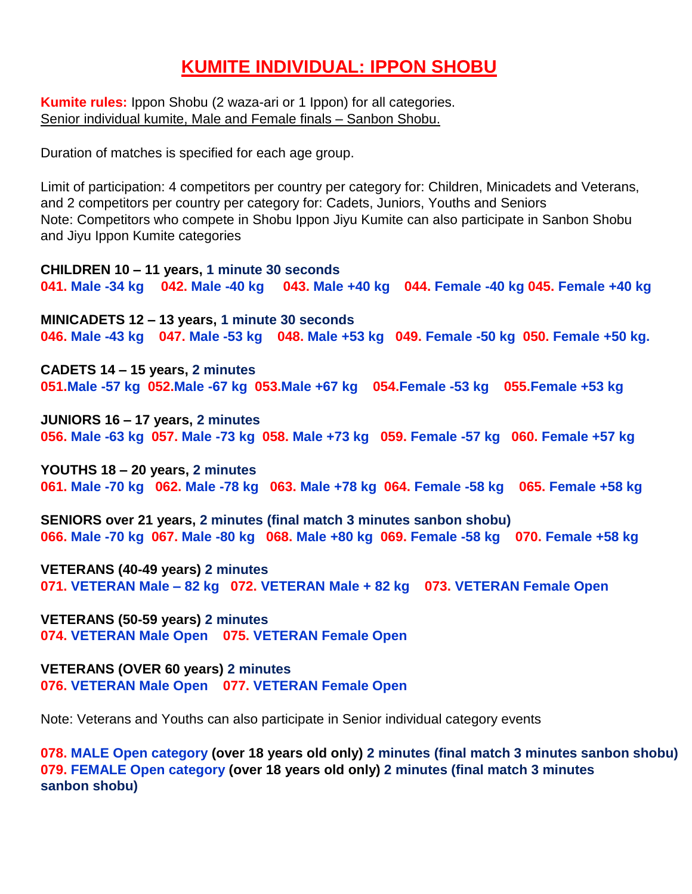# KUMITE INDIVIDUAL: IPPON SHOBU

**Kumite rules:** Ippon Shobu (2 waza-ari or 1 Ippon) for all categories.
Senior individual kumite, Male and Female finals – Sanbon Shobu.

Duration of matches is specified for each age group.

Limit of participation: 4 competitors per country per category for: Children, Minicadets and Veterans, and 2 competitors per country per category for: Cadets, Juniors, Youths and Seniors
Note: Competitors who compete in Shobu Ippon Jiyu Kumite can also participate in Sanbon Shobu and Jiyu Ippon Kumite categories

**CHILDREN 10 – 11 years, 1 minute 30 seconds**
**041. Male -34 kg  042. Male -40 kg  043. Male +40 kg  044. Female -40 kg 045. Female +40 kg**

**MINICADETS 12 – 13 years, 1 minute 30 seconds**
**046. Male -43 kg  047. Male -53 kg  048. Male +53 kg  049. Female -50 kg  050. Female +50 kg.**

**CADETS 14 – 15 years, 2 minutes**
**051.Male -57 kg  052.Male -67 kg  053.Male +67 kg  054.Female -53 kg  055.Female +53 kg**

**JUNIORS 16 – 17 years, 2 minutes**
**056. Male -63 kg  057. Male -73 kg  058. Male +73 kg  059. Female -57 kg  060. Female +57 kg**

**YOUTHS 18 – 20 years, 2 minutes**
**061. Male -70 kg  062. Male -78 kg  063. Male +78 kg  064. Female -58 kg  065. Female +58 kg**

**SENIORS over 21 years, 2 minutes (final match 3 minutes sanbon shobu)**
**066. Male -70 kg  067. Male -80 kg  068. Male +80 kg  069. Female -58 kg  070. Female +58 kg**

**VETERANS (40-49 years) 2 minutes**
**071. VETERAN Male – 82 kg  072. VETERAN Male + 82 kg  073. VETERAN Female Open**

**VETERANS (50-59 years) 2 minutes**
**074. VETERAN Male Open  075. VETERAN Female Open**

**VETERANS (OVER 60 years) 2 minutes**
**076. VETERAN Male Open  077. VETERAN Female Open**

Note: Veterans and Youths can also participate in Senior individual category events

**078. MALE Open category (over 18 years old only) 2 minutes (final match 3 minutes sanbon shobu)**
**079. FEMALE Open category (over 18 years old only) 2 minutes (final match 3 minutes sanbon shobu)**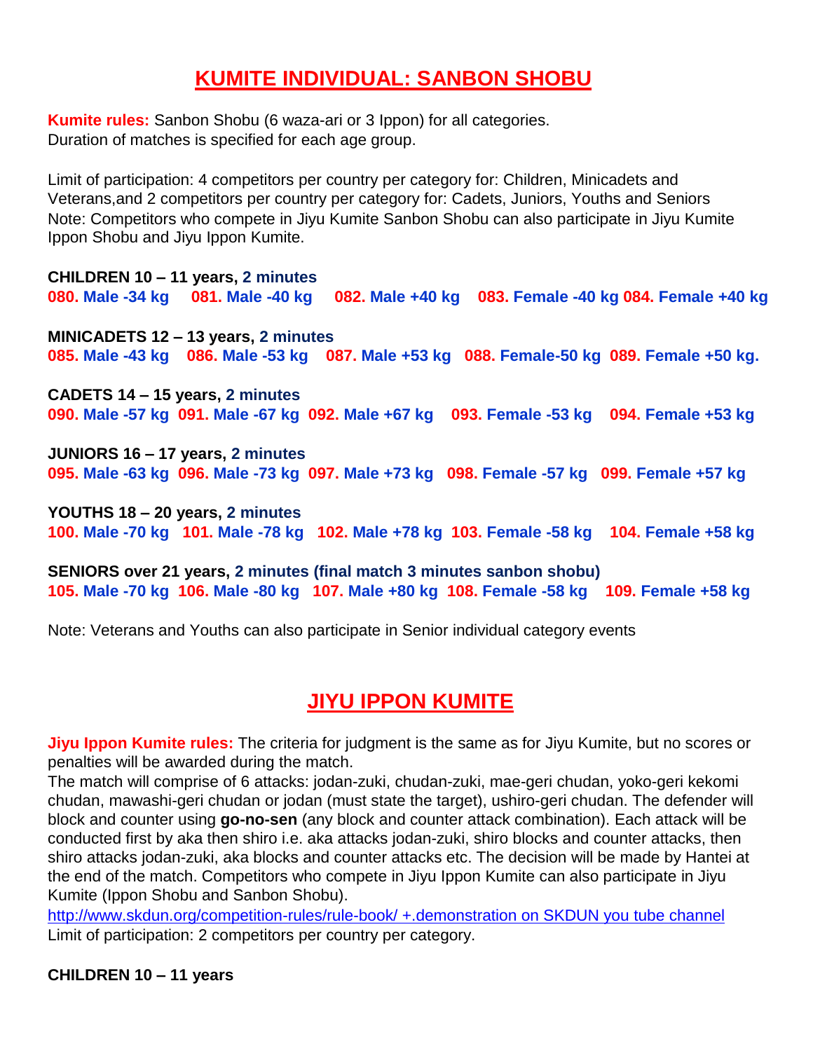# KUMITE INDIVIDUAL: SANBON SHOBU

**Kumite rules:** Sanbon Shobu (6 waza-ari or 3 Ippon) for all categories.
Duration of matches is specified for each age group.

Limit of participation: 4 competitors per country per category for: Children, Minicadets and Veterans,and 2 competitors per country per category for: Cadets, Juniors, Youths and Seniors
Note: Competitors who compete in Jiyu Kumite Sanbon Shobu can also participate in Jiyu Kumite Ippon Shobu and Jiyu Ippon Kumite.

**CHILDREN 10 – 11 years, 2 minutes**
**080. Male -34 kg 081. Male -40 kg 082. Male +40 kg 083. Female -40 kg 084. Female +40 kg**

**MINICADETS 12 – 13 years, 2 minutes**
**085. Male -43 kg 086. Male -53 kg 087. Male +53 kg 088. Female-50 kg 089. Female +50 kg.**

**CADETS 14 – 15 years, 2 minutes**
**090. Male -57 kg 091. Male -67 kg 092. Male +67 kg 093. Female -53 kg 094. Female +53 kg**

**JUNIORS 16 – 17 years, 2 minutes**
**095. Male -63 kg 096. Male -73 kg 097. Male +73 kg 098. Female -57 kg 099. Female +57 kg**

**YOUTHS 18 – 20 years, 2 minutes**
**100. Male -70 kg 101. Male -78 kg 102. Male +78 kg 103. Female -58 kg 104. Female +58 kg**

**SENIORS over 21 years, 2 minutes (final match 3 minutes sanbon shobu)**
**105. Male -70 kg 106. Male -80 kg 107. Male +80 kg 108. Female -58 kg 109. Female +58 kg**

Note: Veterans and Youths can also participate in Senior individual category events

# JIYU IPPON KUMITE

**Jiyu Ippon Kumite rules:** The criteria for judgment is the same as for Jiyu Kumite, but no scores or penalties will be awarded during the match.
The match will comprise of 6 attacks: jodan-zuki, chudan-zuki, mae-geri chudan, yoko-geri kekomi chudan, mawashi-geri chudan or jodan (must state the target), ushiro-geri chudan. The defender will block and counter using **go-no-sen** (any block and counter attack combination). Each attack will be conducted first by aka then shiro i.e. aka attacks jodan-zuki, shiro blocks and counter attacks, then shiro attacks jodan-zuki, aka blocks and counter attacks etc. The decision will be made by Hantei at the end of the match. Competitors who compete in Jiyu Ippon Kumite can also participate in Jiyu Kumite (Ippon Shobu and Sanbon Shobu).
http://www.skdun.org/competition-rules/rule-book/ +.demonstration on SKDUN you tube channel
Limit of participation: 2 competitors per country per category.

**CHILDREN 10 – 11 years**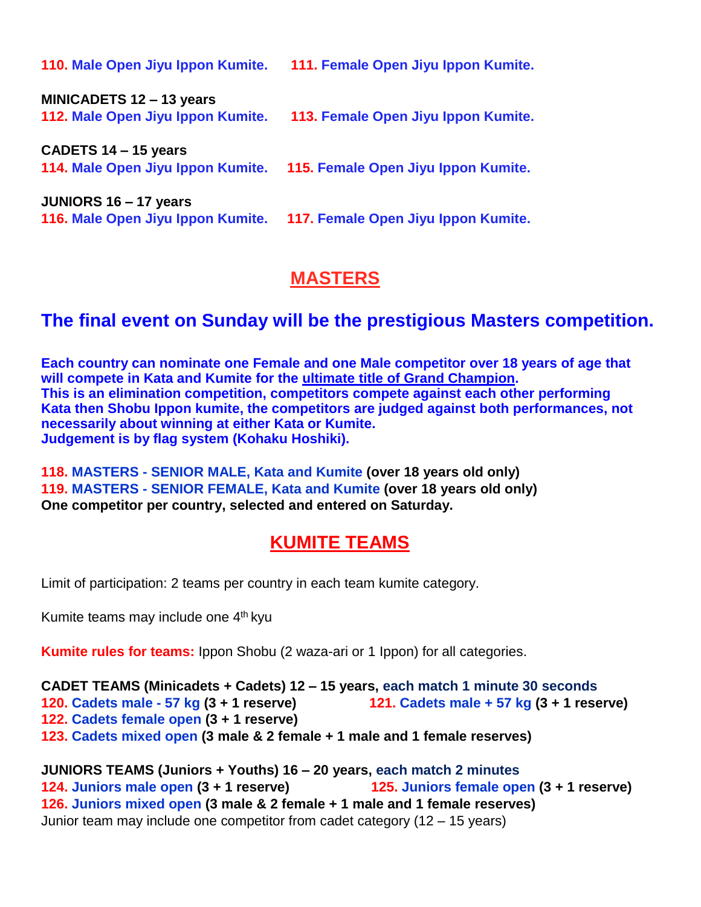**110. Male Open Jiyu Ippon Kumite.** **111. Female Open Jiyu Ippon Kumite.**

**MINICADETS 12 – 13 years**
**112. Male Open Jiyu Ippon Kumite.** **113. Female Open Jiyu Ippon Kumite.**

**CADETS 14 – 15 years**
**114. Male Open Jiyu Ippon Kumite.** **115. Female Open Jiyu Ippon Kumite.**

**JUNIORS 16 – 17 years**
**116. Male Open Jiyu Ippon Kumite.** **117. Female Open Jiyu Ippon Kumite.**

## MASTERS

### The final event on Sunday will be the prestigious Masters competition.

**Each country can nominate one Female and one Male competitor over 18 years of age that will compete in Kata and Kumite for the ultimate title of Grand Champion.**
**This is an elimination competition, competitors compete against each other performing Kata then Shobu Ippon kumite, the competitors are judged against both performances, not necessarily about winning at either Kata or Kumite.**
**Judgement is by flag system (Kohaku Hoshiki).**

**118. MASTERS - SENIOR MALE, Kata and Kumite (over 18 years old only)**
**119. MASTERS - SENIOR FEMALE, Kata and Kumite (over 18 years old only)**
**One competitor per country, selected and entered on Saturday.**

## KUMITE TEAMS

Limit of participation: 2 teams per country in each team kumite category.

Kumite teams may include one 4th kyu

**Kumite rules for teams:** Ippon Shobu (2 waza-ari or 1 Ippon) for all categories.

**CADET TEAMS (Minicadets + Cadets) 12 – 15 years, each match 1 minute 30 seconds**
**120. Cadets male - 57 kg (3 + 1 reserve)** **121. Cadets male + 57 kg (3 + 1 reserve)**
**122. Cadets female open (3 + 1 reserve)**
**123. Cadets mixed open (3 male & 2 female + 1 male and 1 female reserves)**

**JUNIORS TEAMS (Juniors + Youths) 16 – 20 years, each match 2 minutes**
**124. Juniors male open (3 + 1 reserve)** **125. Juniors female open (3 + 1 reserve)**
**126. Juniors mixed open (3 male & 2 female + 1 male and 1 female reserves)**
Junior team may include one competitor from cadet category (12 – 15 years)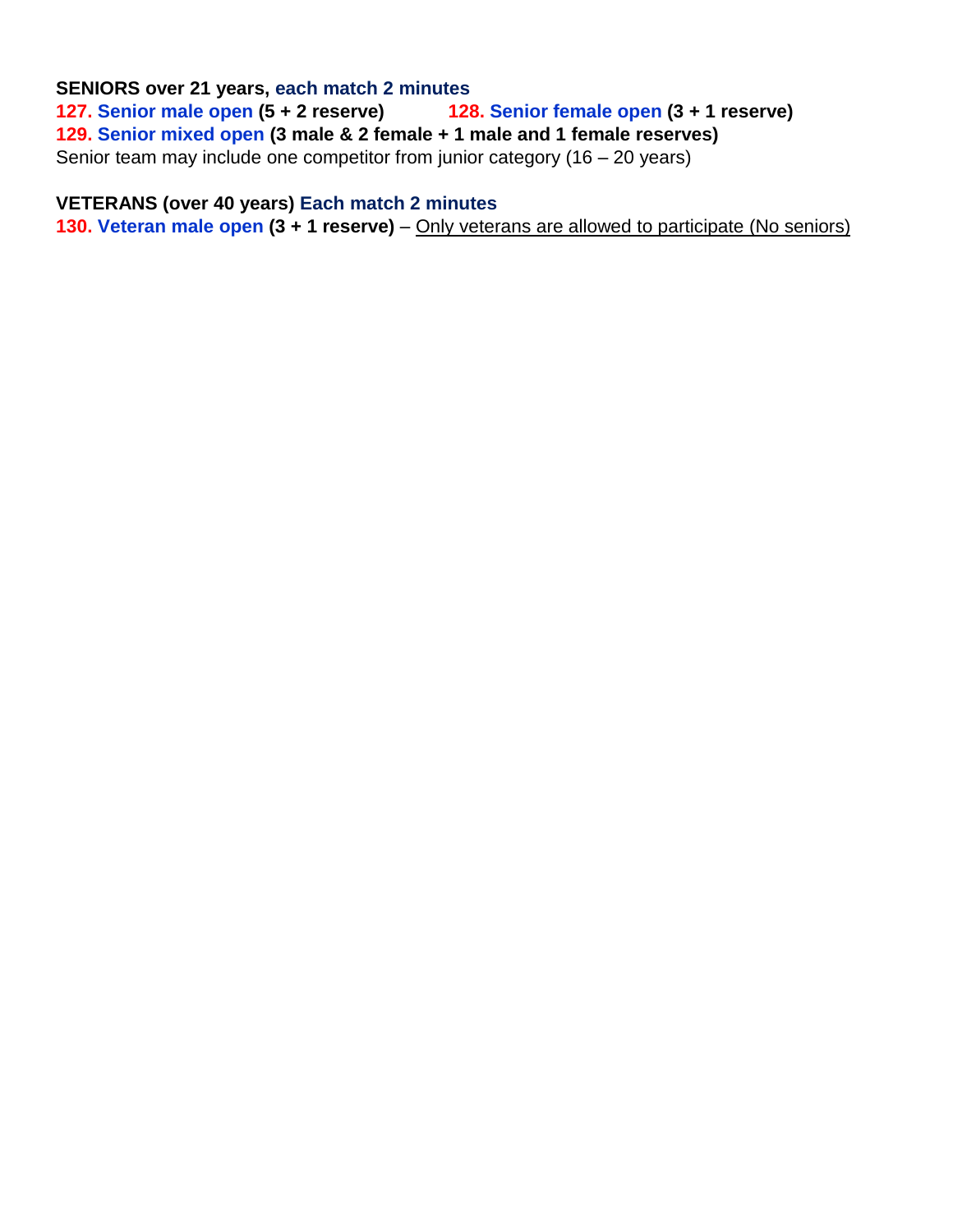**SENIORS over 21 years, each match 2 minutes**

**127. Senior male open (5 + 2 reserve)**

**128. Senior female open (3 + 1 reserve)**

**129. Senior mixed open (3 male & 2 female + 1 male and 1 female reserves)**

Senior team may include one competitor from junior category (16 – 20 years)

**VETERANS (over 40 years) Each match 2 minutes**

**130. Veteran male open (3 + 1 reserve)** – Only veterans are allowed to participate (No seniors)